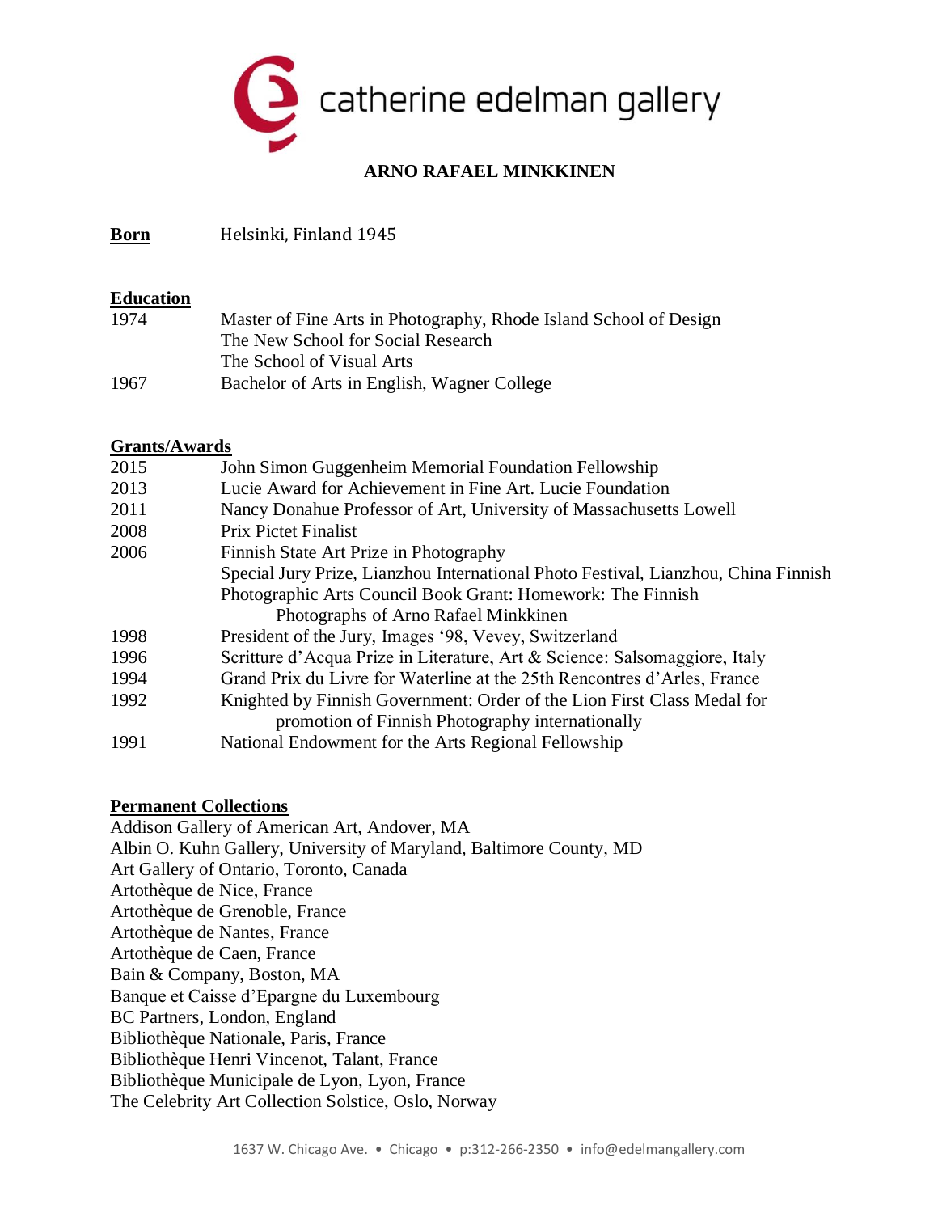catherine edelman gallery

# ARNO RAFAEL MINKKINEN

**Born** Helsinki, Finland 1945

## Education

| | |
|---|---|
| 1974 | Master of Fine Arts in Photography, Rhode Island School of Design |
| | The New School for Social Research |
| | The School of Visual Arts |
| 1967 | Bachelor of Arts in English, Wagner College |

## Grants/Awards

| | |
|---|---|
| 2015 | John Simon Guggenheim Memorial Foundation Fellowship |
| 2013 | Lucie Award for Achievement in Fine Art. Lucie Foundation |
| 2011 | Nancy Donahue Professor of Art, University of Massachusetts Lowell |
| 2008 | Prix Pictet Finalist |
| 2006 | Finnish State Art Prize in Photography |
| | Special Jury Prize, Lianzhou International Photo Festival, Lianzhou, China Finnish Photographic Arts Council Book Grant: Homework: The Finnish Photographs of Arno Rafael Minkkinen |
| 1998 | President of the Jury, Images '98, Vevey, Switzerland |
| 1996 | Scritture d'Acqua Prize in Literature, Art & Science: Salsomaggiore, Italy |
| 1994 | Grand Prix du Livre for Waterline at the 25th Rencontres d'Arles, France |
| 1992 | Knighted by Finnish Government: Order of the Lion First Class Medal for promotion of Finnish Photography internationally |
| 1991 | National Endowment for the Arts Regional Fellowship |

## Permanent Collections

Addison Gallery of American Art, Andover, MA
Albin O. Kuhn Gallery, University of Maryland, Baltimore County, MD
Art Gallery of Ontario, Toronto, Canada
Artothèque de Nice, France
Artothèque de Grenoble, France
Artothèque de Nantes, France
Artothèque de Caen, France
Bain & Company, Boston, MA
Banque et Caisse d'Epargne du Luxembourg
BC Partners, London, England
Bibliothèque Nationale, Paris, France
Bibliothèque Henri Vincenot, Talant, France
Bibliothèque Municipale de Lyon, Lyon, France
The Celebrity Art Collection Solstice, Oslo, Norway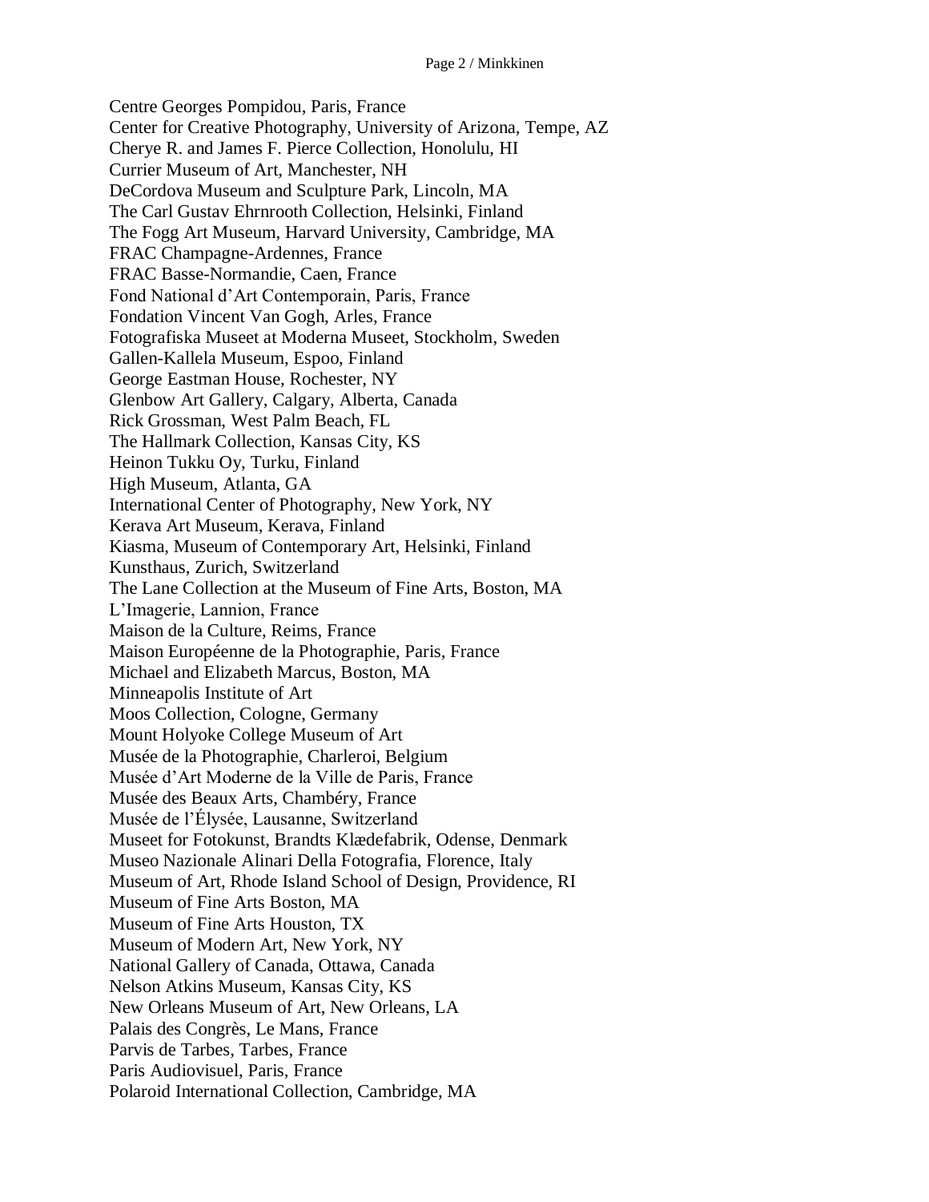Centre Georges Pompidou, Paris, France
Center for Creative Photography, University of Arizona, Tempe, AZ
Cherye R. and James F. Pierce Collection, Honolulu, HI
Currier Museum of Art, Manchester, NH
DeCordova Museum and Sculpture Park, Lincoln, MA
The Carl Gustav Ehrnrooth Collection, Helsinki, Finland
The Fogg Art Museum, Harvard University, Cambridge, MA
FRAC Champagne-Ardennes, France
FRAC Basse-Normandie, Caen, France
Fond National d'Art Contemporain, Paris, France
Fondation Vincent Van Gogh, Arles, France
Fotografiska Museet at Moderna Museet, Stockholm, Sweden
Gallen-Kallela Museum, Espoo, Finland
George Eastman House, Rochester, NY
Glenbow Art Gallery, Calgary, Alberta, Canada
Rick Grossman, West Palm Beach, FL
The Hallmark Collection, Kansas City, KS
Heinon Tukku Oy, Turku, Finland
High Museum, Atlanta, GA
International Center of Photography, New York, NY
Kerava Art Museum, Kerava, Finland
Kiasma, Museum of Contemporary Art, Helsinki, Finland
Kunsthaus, Zurich, Switzerland
The Lane Collection at the Museum of Fine Arts, Boston, MA
L'Imagerie, Lannion, France
Maison de la Culture, Reims, France
Maison Européenne de la Photographie, Paris, France
Michael and Elizabeth Marcus, Boston, MA
Minneapolis Institute of Art
Moos Collection, Cologne, Germany
Mount Holyoke College Museum of Art
Musée de la Photographie, Charleroi, Belgium
Musée d'Art Moderne de la Ville de Paris, France
Musée des Beaux Arts, Chambéry, France
Musée de l'Élysée, Lausanne, Switzerland
Museet for Fotokunst, Brandts Klædefabrik, Odense, Denmark
Museo Nazionale Alinari Della Fotografia, Florence, Italy
Museum of Art, Rhode Island School of Design, Providence, RI
Museum of Fine Arts Boston, MA
Museum of Fine Arts Houston, TX
Museum of Modern Art, New York, NY
National Gallery of Canada, Ottawa, Canada
Nelson Atkins Museum, Kansas City, KS
New Orleans Museum of Art, New Orleans, LA
Palais des Congrès, Le Mans, France
Parvis de Tarbes, Tarbes, France
Paris Audiovisuel, Paris, France
Polaroid International Collection, Cambridge, MA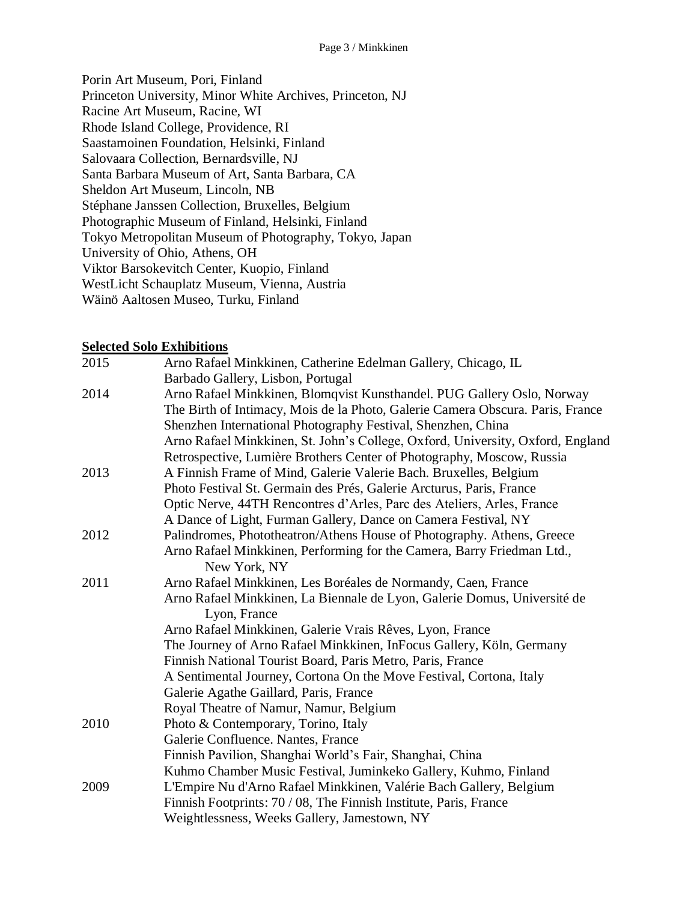Porin Art Museum, Pori, Finland
Princeton University, Minor White Archives, Princeton, NJ
Racine Art Museum, Racine, WI
Rhode Island College, Providence, RI
Saastamoinen Foundation, Helsinki, Finland
Salovaara Collection, Bernardsville, NJ
Santa Barbara Museum of Art, Santa Barbara, CA
Sheldon Art Museum, Lincoln, NB
Stéphane Janssen Collection, Bruxelles, Belgium
Photographic Museum of Finland, Helsinki, Finland
Tokyo Metropolitan Museum of Photography, Tokyo, Japan
University of Ohio, Athens, OH
Viktor Barsokevitch Center, Kuopio, Finland
WestLicht Schauplatz Museum, Vienna, Austria
Wäinö Aaltosen Museo, Turku, Finland

## Selected Solo Exhibitions

| | |
|---|---|
| 2015 | Arno Rafael Minkkinen, Catherine Edelman Gallery, Chicago, IL |
| | Barbado Gallery, Lisbon, Portugal |
| 2014 | Arno Rafael Minkkinen, Blomqvist Kunsthandel. PUG Gallery Oslo, Norway |
| | The Birth of Intimacy, Mois de la Photo, Galerie Camera Obscura. Paris, France |
| | Shenzhen International Photography Festival, Shenzhen, China |
| | Arno Rafael Minkkinen, St. John's College, Oxford, University, Oxford, England |
| | Retrospective, Lumière Brothers Center of Photography, Moscow, Russia |
| 2013 | A Finnish Frame of Mind, Galerie Valerie Bach. Bruxelles, Belgium |
| | Photo Festival St. Germain des Prés, Galerie Arcturus, Paris, France |
| | Optic Nerve, 44TH Rencontres d'Arles, Parc des Ateliers, Arles, France |
| | A Dance of Light, Furman Gallery, Dance on Camera Festival, NY |
| 2012 | Palindromes, Phototheatron/Athens House of Photography. Athens, Greece |
| | Arno Rafael Minkkinen, Performing for the Camera, Barry Friedman Ltd., New York, NY |
| 2011 | Arno Rafael Minkkinen, Les Boréales de Normandy, Caen, France |
| | Arno Rafael Minkkinen, La Biennale de Lyon, Galerie Domus, Université de Lyon, France |
| | Arno Rafael Minkkinen, Galerie Vrais Rêves, Lyon, France |
| | The Journey of Arno Rafael Minkkinen, InFocus Gallery, Köln, Germany |
| | Finnish National Tourist Board, Paris Metro, Paris, France |
| | A Sentimental Journey, Cortona On the Move Festival, Cortona, Italy |
| | Galerie Agathe Gaillard, Paris, France |
| | Royal Theatre of Namur, Namur, Belgium |
| 2010 | Photo & Contemporary, Torino, Italy |
| | Galerie Confluence. Nantes, France |
| | Finnish Pavilion, Shanghai World's Fair, Shanghai, China |
| | Kuhmo Chamber Music Festival, Juminkeko Gallery, Kuhmo, Finland |
| 2009 | L'Empire Nu d'Arno Rafael Minkkinen, Valérie Bach Gallery, Belgium |
| | Finnish Footprints: 70 / 08, The Finnish Institute, Paris, France |
| | Weightlessness, Weeks Gallery, Jamestown, NY |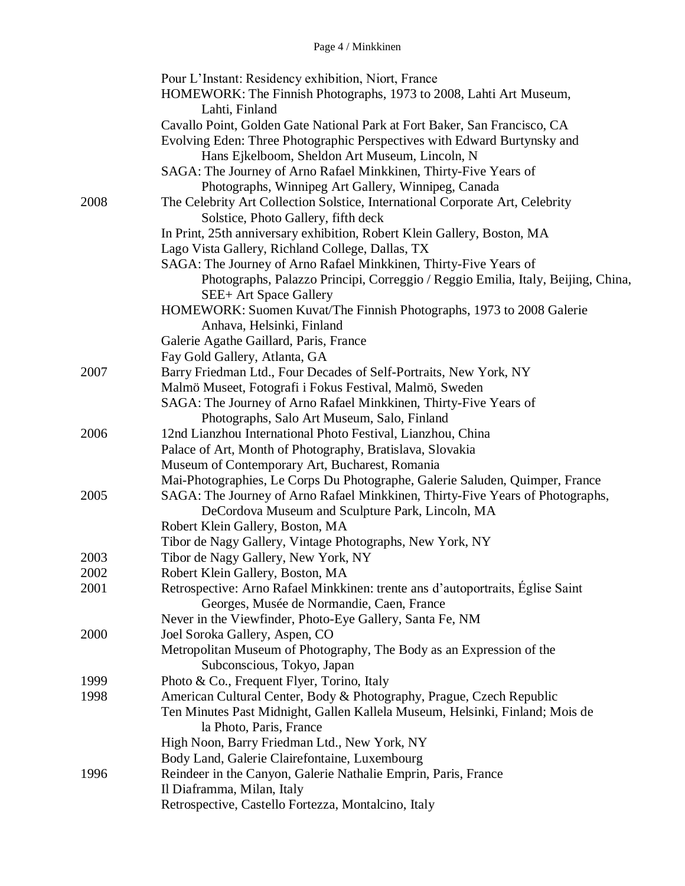Pour L'Instant: Residency exhibition, Niort, France

HOMEWORK: The Finnish Photographs, 1973 to 2008, Lahti Art Museum, Lahti, Finland

Cavallo Point, Golden Gate National Park at Fort Baker, San Francisco, CA

Evolving Eden: Three Photographic Perspectives with Edward Burtynsky and Hans Ejkelboom, Sheldon Art Museum, Lincoln, N

SAGA: The Journey of Arno Rafael Minkkinen, Thirty-Five Years of Photographs, Winnipeg Art Gallery, Winnipeg, Canada

2008 The Celebrity Art Collection Solstice, International Corporate Art, Celebrity Solstice, Photo Gallery, fifth deck

In Print, 25th anniversary exhibition, Robert Klein Gallery, Boston, MA

Lago Vista Gallery, Richland College, Dallas, TX

SAGA: The Journey of Arno Rafael Minkkinen, Thirty-Five Years of Photographs, Palazzo Principi, Correggio / Reggio Emilia, Italy, Beijing, China, SEE+ Art Space Gallery

HOMEWORK: Suomen Kuvat/The Finnish Photographs, 1973 to 2008 Galerie Anhava, Helsinki, Finland

Galerie Agathe Gaillard, Paris, France

Fay Gold Gallery, Atlanta, GA

2007 Barry Friedman Ltd., Four Decades of Self-Portraits, New York, NY

Malmö Museet, Fotografi i Fokus Festival, Malmö, Sweden

SAGA: The Journey of Arno Rafael Minkkinen, Thirty-Five Years of Photographs, Salo Art Museum, Salo, Finland

2006 12nd Lianzhou International Photo Festival, Lianzhou, China

Palace of Art, Month of Photography, Bratislava, Slovakia

Museum of Contemporary Art, Bucharest, Romania

Mai-Photographies, Le Corps Du Photographe, Galerie Saluden, Quimper, France

2005 SAGA: The Journey of Arno Rafael Minkkinen, Thirty-Five Years of Photographs, DeCordova Museum and Sculpture Park, Lincoln, MA

Robert Klein Gallery, Boston, MA

Tibor de Nagy Gallery, Vintage Photographs, New York, NY

2003 Tibor de Nagy Gallery, New York, NY

2002 Robert Klein Gallery, Boston, MA

2001 Retrospective: Arno Rafael Minkkinen: trente ans d'autoportraits, Église Saint Georges, Musée de Normandie, Caen, France

Never in the Viewfinder, Photo-Eye Gallery, Santa Fe, NM

2000 Joel Soroka Gallery, Aspen, CO

Metropolitan Museum of Photography, The Body as an Expression of the Subconscious, Tokyo, Japan

1999 Photo & Co., Frequent Flyer, Torino, Italy

1998 American Cultural Center, Body & Photography, Prague, Czech Republic

Ten Minutes Past Midnight, Gallen Kallela Museum, Helsinki, Finland; Mois de la Photo, Paris, France

High Noon, Barry Friedman Ltd., New York, NY

Body Land, Galerie Clairefontaine, Luxembourg

1996 Reindeer in the Canyon, Galerie Nathalie Emprin, Paris, France

Il Diaframma, Milan, Italy

Retrospective, Castello Fortezza, Montalcino, Italy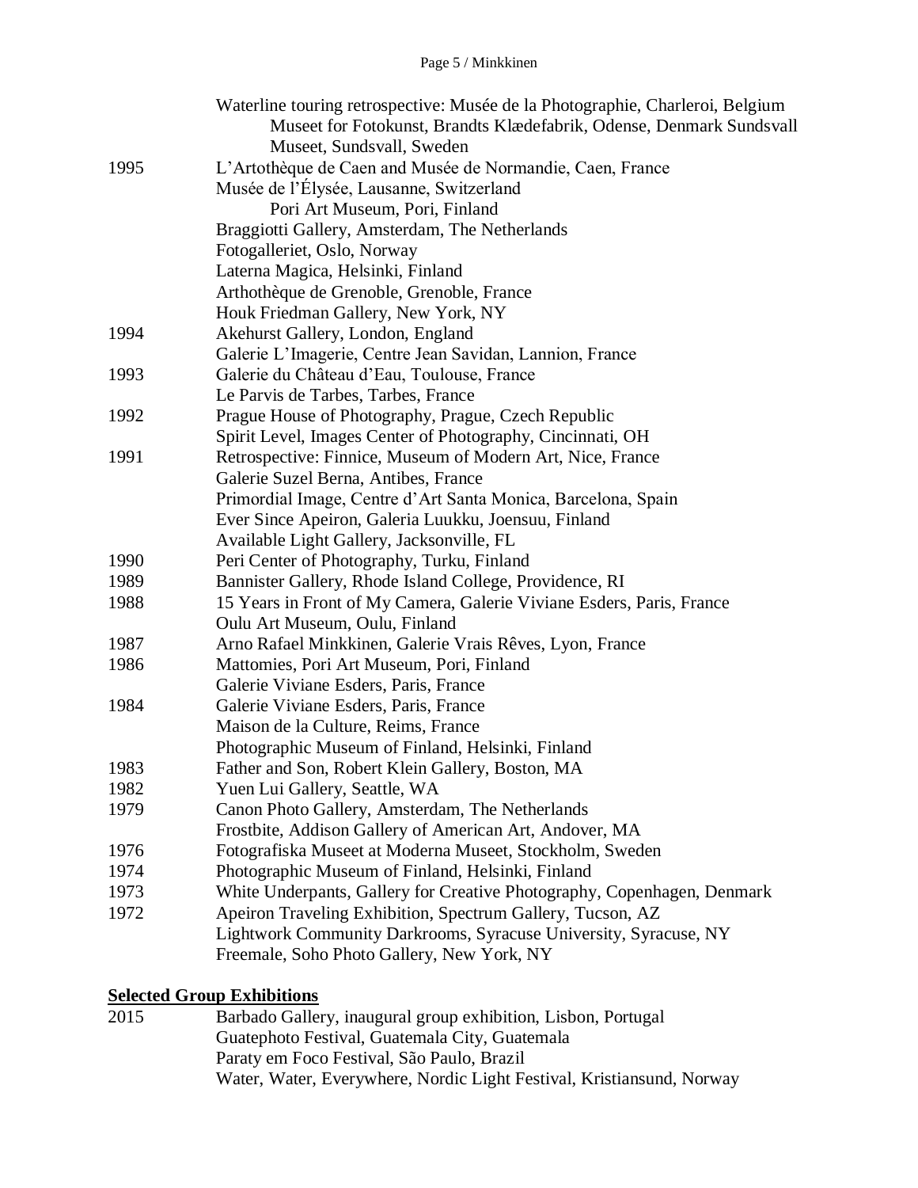|  |  |
|---|---|
|  | Waterline touring retrospective: Musée de la Photographie, Charleroi, Belgium Museet for Fotokunst, Brandts Klædefabrik, Odense, Denmark Sundsvall Museet, Sundsvall, Sweden |
| 1995 | L'Artothèque de Caen and Musée de Normandie, Caen, France |
|  | Musée de l'Élysée, Lausanne, Switzerland Pori Art Museum, Pori, Finland |
|  | Braggiotti Gallery, Amsterdam, The Netherlands |
|  | Fotogalleriet, Oslo, Norway |
|  | Laterna Magica, Helsinki, Finland |
|  | Arthothèque de Grenoble, Grenoble, France |
|  | Houk Friedman Gallery, New York, NY |
| 1994 | Akehurst Gallery, London, England |
|  | Galerie L'Imagerie, Centre Jean Savidan, Lannion, France |
| 1993 | Galerie du Château d'Eau, Toulouse, France |
|  | Le Parvis de Tarbes, Tarbes, France |
| 1992 | Prague House of Photography, Prague, Czech Republic |
|  | Spirit Level, Images Center of Photography, Cincinnati, OH |
| 1991 | Retrospective: Finnice, Museum of Modern Art, Nice, France |
|  | Galerie Suzel Berna, Antibes, France |
|  | Primordial Image, Centre d'Art Santa Monica, Barcelona, Spain |
|  | Ever Since Apeiron, Galeria Luukku, Joensuu, Finland |
|  | Available Light Gallery, Jacksonville, FL |
| 1990 | Peri Center of Photography, Turku, Finland |
| 1989 | Bannister Gallery, Rhode Island College, Providence, RI |
| 1988 | 15 Years in Front of My Camera, Galerie Viviane Esders, Paris, France |
|  | Oulu Art Museum, Oulu, Finland |
| 1987 | Arno Rafael Minkkinen, Galerie Vrais Rêves, Lyon, France |
| 1986 | Mattomies, Pori Art Museum, Pori, Finland |
|  | Galerie Viviane Esders, Paris, France |
| 1984 | Galerie Viviane Esders, Paris, France |
|  | Maison de la Culture, Reims, France |
|  | Photographic Museum of Finland, Helsinki, Finland |
| 1983 | Father and Son, Robert Klein Gallery, Boston, MA |
| 1982 | Yuen Lui Gallery, Seattle, WA |
| 1979 | Canon Photo Gallery, Amsterdam, The Netherlands |
|  | Frostbite, Addison Gallery of American Art, Andover, MA |
| 1976 | Fotografiska Museet at Moderna Museet, Stockholm, Sweden |
| 1974 | Photographic Museum of Finland, Helsinki, Finland |
| 1973 | White Underpants, Gallery for Creative Photography, Copenhagen, Denmark |
| 1972 | Apeiron Traveling Exhibition, Spectrum Gallery, Tucson, AZ |
|  | Lightwork Community Darkrooms, Syracuse University, Syracuse, NY |
|  | Freemale, Soho Photo Gallery, New York, NY |

**Selected Group Exhibitions**

|  |  |
|---|---|
| 2015 | Barbado Gallery, inaugural group exhibition, Lisbon, Portugal |
|  | Guatephoto Festival, Guatemala City, Guatemala |
|  | Paraty em Foco Festival, São Paulo, Brazil |
|  | Water, Water, Everywhere, Nordic Light Festival, Kristiansund, Norway |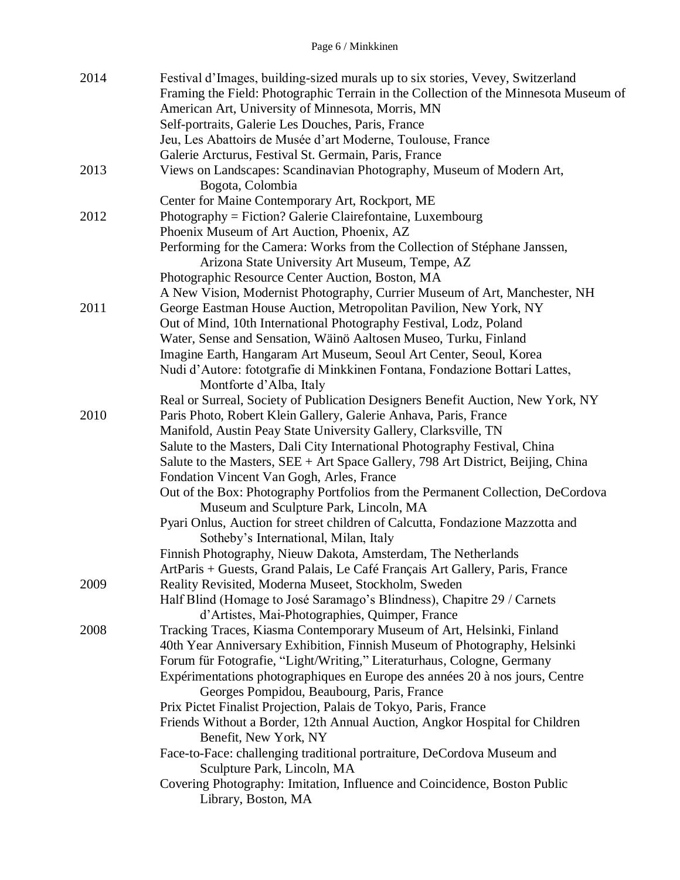2014 Festival d'Images, building-sized murals up to six stories, Vevey, Switzerland
Framing the Field: Photographic Terrain in the Collection of the Minnesota Museum of American Art, University of Minnesota, Morris, MN
Self-portraits, Galerie Les Douches, Paris, France
Jeu, Les Abattoirs de Musée d'art Moderne, Toulouse, France
Galerie Arcturus, Festival St. Germain, Paris, France

2013 Views on Landscapes: Scandinavian Photography, Museum of Modern Art, Bogota, Colombia
Center for Maine Contemporary Art, Rockport, ME

2012 Photography = Fiction? Galerie Clairefontaine, Luxembourg
Phoenix Museum of Art Auction, Phoenix, AZ
Performing for the Camera: Works from the Collection of Stéphane Janssen, Arizona State University Art Museum, Tempe, AZ
Photographic Resource Center Auction, Boston, MA
A New Vision, Modernist Photography, Currier Museum of Art, Manchester, NH

2011 George Eastman House Auction, Metropolitan Pavilion, New York, NY
Out of Mind, 10th International Photography Festival, Lodz, Poland
Water, Sense and Sensation, Wäinö Aaltosen Museo, Turku, Finland
Imagine Earth, Hangaram Art Museum, Seoul Art Center, Seoul, Korea
Nudi d'Autore: fototgrafie di Minkkinen Fontana, Fondazione Bottari Lattes, Montforte d'Alba, Italy
Real or Surreal, Society of Publication Designers Benefit Auction, New York, NY

2010 Paris Photo, Robert Klein Gallery, Galerie Anhava, Paris, France
Manifold, Austin Peay State University Gallery, Clarksville, TN
Salute to the Masters, Dali City International Photography Festival, China
Salute to the Masters, SEE + Art Space Gallery, 798 Art District, Beijing, China
Fondation Vincent Van Gogh, Arles, France
Out of the Box: Photography Portfolios from the Permanent Collection, DeCordova Museum and Sculpture Park, Lincoln, MA
Pyari Onlus, Auction for street children of Calcutta, Fondazione Mazzotta and Sotheby's International, Milan, Italy
Finnish Photography, Nieuw Dakota, Amsterdam, The Netherlands
ArtParis + Guests, Grand Palais, Le Café Français Art Gallery, Paris, France

2009 Reality Revisited, Moderna Museet, Stockholm, Sweden
Half Blind (Homage to José Saramago's Blindness), Chapitre 29 / Carnets d'Artistes, Mai-Photographies, Quimper, France

2008 Tracking Traces, Kiasma Contemporary Museum of Art, Helsinki, Finland
40th Year Anniversary Exhibition, Finnish Museum of Photography, Helsinki
Forum für Fotografie, "Light/Writing," Literaturhaus, Cologne, Germany
Expérimentations photographiques en Europe des années 20 à nos jours, Centre Georges Pompidou, Beaubourg, Paris, France
Prix Pictet Finalist Projection, Palais de Tokyo, Paris, France
Friends Without a Border, 12th Annual Auction, Angkor Hospital for Children Benefit, New York, NY
Face-to-Face: challenging traditional portraiture, DeCordova Museum and Sculpture Park, Lincoln, MA
Covering Photography: Imitation, Influence and Coincidence, Boston Public Library, Boston, MA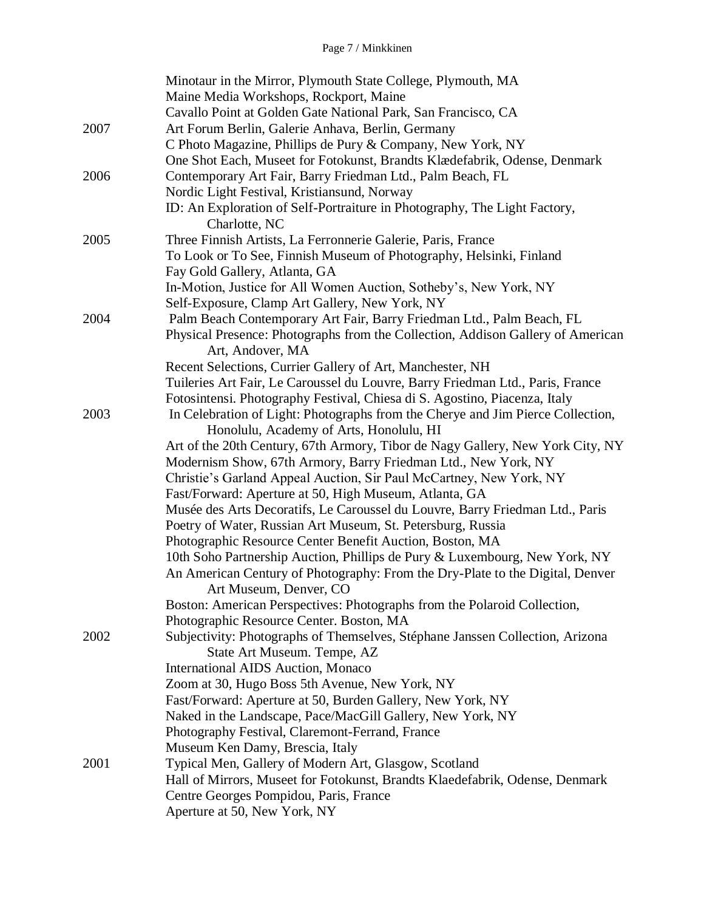Minotaur in the Mirror, Plymouth State College, Plymouth, MA
Maine Media Workshops, Rockport, Maine
Cavallo Point at Golden Gate National Park, San Francisco, CA

2007 Art Forum Berlin, Galerie Anhava, Berlin, Germany
C Photo Magazine, Phillips de Pury & Company, New York, NY
One Shot Each, Museet for Fotokunst, Brandts Klædefabrik, Odense, Denmark

2006 Contemporary Art Fair, Barry Friedman Ltd., Palm Beach, FL
Nordic Light Festival, Kristiansund, Norway
ID: An Exploration of Self-Portraiture in Photography, The Light Factory, Charlotte, NC

2005 Three Finnish Artists, La Ferronnerie Galerie, Paris, France
To Look or To See, Finnish Museum of Photography, Helsinki, Finland
Fay Gold Gallery, Atlanta, GA
In-Motion, Justice for All Women Auction, Sotheby's, New York, NY
Self-Exposure, Clamp Art Gallery, New York, NY

2004 Palm Beach Contemporary Art Fair, Barry Friedman Ltd., Palm Beach, FL
Physical Presence: Photographs from the Collection, Addison Gallery of American Art, Andover, MA
Recent Selections, Currier Gallery of Art, Manchester, NH
Tuileries Art Fair, Le Caroussel du Louvre, Barry Friedman Ltd., Paris, France
Fotosintensi. Photography Festival, Chiesa di S. Agostino, Piacenza, Italy

2003 In Celebration of Light: Photographs from the Cherye and Jim Pierce Collection, Honolulu, Academy of Arts, Honolulu, HI
Art of the 20th Century, 67th Armory, Tibor de Nagy Gallery, New York City, NY
Modernism Show, 67th Armory, Barry Friedman Ltd., New York, NY
Christie's Garland Appeal Auction, Sir Paul McCartney, New York, NY
Fast/Forward: Aperture at 50, High Museum, Atlanta, GA
Musée des Arts Decoratifs, Le Caroussel du Louvre, Barry Friedman Ltd., Paris
Poetry of Water, Russian Art Museum, St. Petersburg, Russia
Photographic Resource Center Benefit Auction, Boston, MA
10th Soho Partnership Auction, Phillips de Pury & Luxembourg, New York, NY
An American Century of Photography: From the Dry-Plate to the Digital, Denver Art Museum, Denver, CO
Boston: American Perspectives: Photographs from the Polaroid Collection, Photographic Resource Center. Boston, MA

2002 Subjectivity: Photographs of Themselves, Stéphane Janssen Collection, Arizona State Art Museum. Tempe, AZ
International AIDS Auction, Monaco
Zoom at 30, Hugo Boss 5th Avenue, New York, NY
Fast/Forward: Aperture at 50, Burden Gallery, New York, NY
Naked in the Landscape, Pace/MacGill Gallery, New York, NY
Photography Festival, Claremont-Ferrand, France
Museum Ken Damy, Brescia, Italy

2001 Typical Men, Gallery of Modern Art, Glasgow, Scotland
Hall of Mirrors, Museet for Fotokunst, Brandts Klaedefabrik, Odense, Denmark
Centre Georges Pompidou, Paris, France
Aperture at 50, New York, NY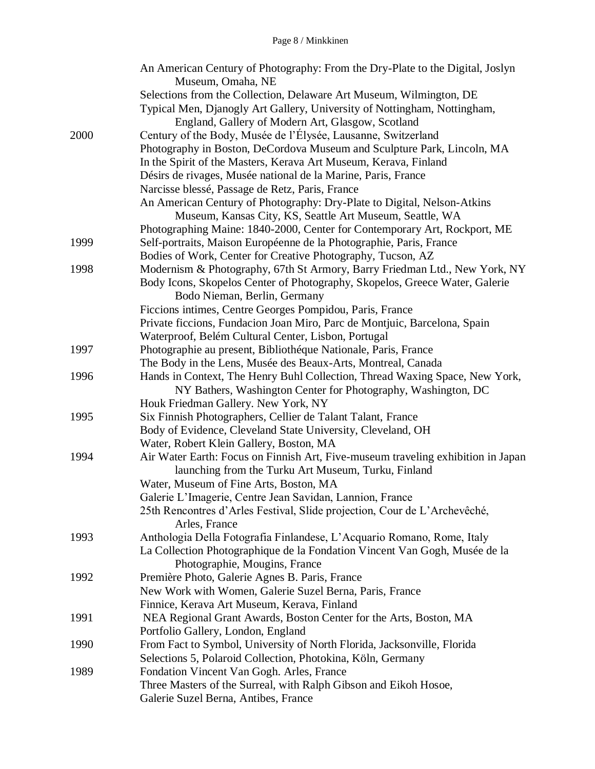An American Century of Photography: From the Dry-Plate to the Digital, Joslyn Museum, Omaha, NE
Selections from the Collection, Delaware Art Museum, Wilmington, DE
Typical Men, Djanogly Art Gallery, University of Nottingham, Nottingham, England, Gallery of Modern Art, Glasgow, Scotland

2000
Century of the Body, Musée de l'Élysée, Lausanne, Switzerland
Photography in Boston, DeCordova Museum and Sculpture Park, Lincoln, MA
In the Spirit of the Masters, Kerava Art Museum, Kerava, Finland
Désirs de rivages, Musée national de la Marine, Paris, France
Narcisse blessé, Passage de Retz, Paris, France
An American Century of Photography: Dry-Plate to Digital, Nelson-Atkins Museum, Kansas City, KS, Seattle Art Museum, Seattle, WA
Photographing Maine: 1840-2000, Center for Contemporary Art, Rockport, ME

1999
Self-portraits, Maison Européenne de la Photographie, Paris, France
Bodies of Work, Center for Creative Photography, Tucson, AZ

1998
Modernism & Photography, 67th St Armory, Barry Friedman Ltd., New York, NY
Body Icons, Skopelos Center of Photography, Skopelos, Greece Water, Galerie Bodo Nieman, Berlin, Germany
Ficcions intimes, Centre Georges Pompidou, Paris, France
Private ficcions, Fundacion Joan Miro, Parc de Montjuic, Barcelona, Spain
Waterproof, Belém Cultural Center, Lisbon, Portugal

1997
Photographie au present, Bibliothéque Nationale, Paris, France
The Body in the Lens, Musée des Beaux-Arts, Montreal, Canada

1996
Hands in Context, The Henry Buhl Collection, Thread Waxing Space, New York, NY Bathers, Washington Center for Photography, Washington, DC
Houk Friedman Gallery. New York, NY

1995
Six Finnish Photographers, Cellier de Talant Talant, France
Body of Evidence, Cleveland State University, Cleveland, OH
Water, Robert Klein Gallery, Boston, MA

1994
Air Water Earth: Focus on Finnish Art, Five-museum traveling exhibition in Japan launching from the Turku Art Museum, Turku, Finland
Water, Museum of Fine Arts, Boston, MA
Galerie L'Imagerie, Centre Jean Savidan, Lannion, France
25th Rencontres d'Arles Festival, Slide projection, Cour de L'Archevêché, Arles, France

1993
Anthologia Della Fotografia Finlandese, L'Acquario Romano, Rome, Italy
La Collection Photographique de la Fondation Vincent Van Gogh, Musée de la Photographie, Mougins, France

1992
Première Photo, Galerie Agnes B. Paris, France
New Work with Women, Galerie Suzel Berna, Paris, France
Finnice, Kerava Art Museum, Kerava, Finland

1991
NEA Regional Grant Awards, Boston Center for the Arts, Boston, MA
Portfolio Gallery, London, England

1990
From Fact to Symbol, University of North Florida, Jacksonville, Florida
Selections 5, Polaroid Collection, Photokina, Köln, Germany

1989
Fondation Vincent Van Gogh. Arles, France
Three Masters of the Surreal, with Ralph Gibson and Eikoh Hosoe,
Galerie Suzel Berna, Antibes, France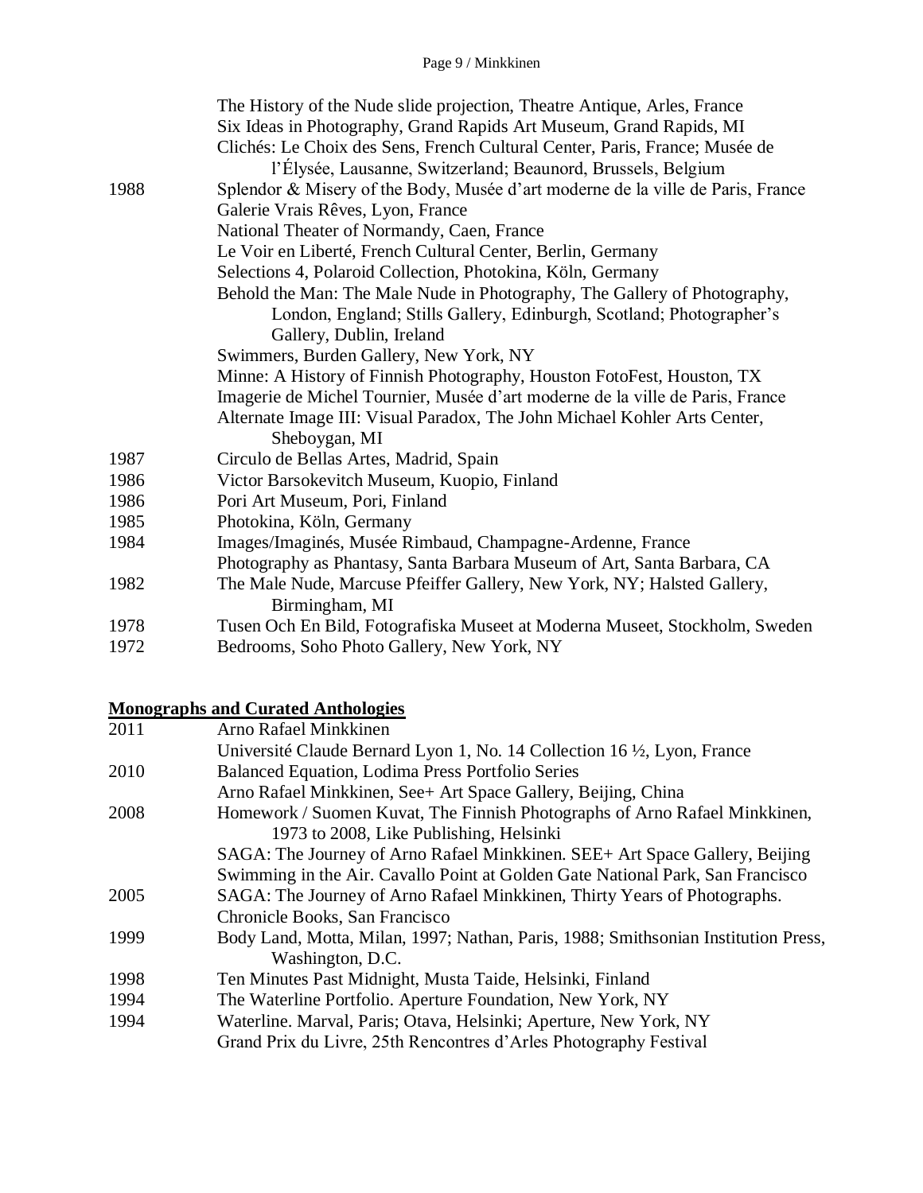The History of the Nude slide projection, Theatre Antique, Arles, France
Six Ideas in Photography, Grand Rapids Art Museum, Grand Rapids, MI
Clichés: Le Choix des Sens, French Cultural Center, Paris, France; Musée de l'Élysée, Lausanne, Switzerland; Beaunord, Brussels, Belgium

1988 Splendor & Misery of the Body, Musée d'art moderne de la ville de Paris, France
Galerie Vrais Rêves, Lyon, France
National Theater of Normandy, Caen, France
Le Voir en Liberté, French Cultural Center, Berlin, Germany
Selections 4, Polaroid Collection, Photokina, Köln, Germany
Behold the Man: The Male Nude in Photography, The Gallery of Photography, London, England; Stills Gallery, Edinburgh, Scotland; Photographer's Gallery, Dublin, Ireland
Swimmers, Burden Gallery, New York, NY
Minne: A History of Finnish Photography, Houston FotoFest, Houston, TX
Imagerie de Michel Tournier, Musée d'art moderne de la ville de Paris, France
Alternate Image III: Visual Paradox, The John Michael Kohler Arts Center, Sheboygan, MI

1987 Circulo de Bellas Artes, Madrid, Spain

1986 Victor Barsokevitch Museum, Kuopio, Finland

1986 Pori Art Museum, Pori, Finland

1985 Photokina, Köln, Germany

1984 Images/Imaginés, Musée Rimbaud, Champagne-Ardenne, France
Photography as Phantasy, Santa Barbara Museum of Art, Santa Barbara, CA

1982 The Male Nude, Marcuse Pfeiffer Gallery, New York, NY; Halsted Gallery, Birmingham, MI

1978 Tusen Och En Bild, Fotografiska Museet at Moderna Museet, Stockholm, Sweden

1972 Bedrooms, Soho Photo Gallery, New York, NY

## **Monographs and Curated Anthologies**

2011 Arno Rafael Minkkinen
Université Claude Bernard Lyon 1, No. 14 Collection 16 ½, Lyon, France

2010 Balanced Equation, Lodima Press Portfolio Series
Arno Rafael Minkkinen, See+ Art Space Gallery, Beijing, China

2008 Homework / Suomen Kuvat, The Finnish Photographs of Arno Rafael Minkkinen, 1973 to 2008, Like Publishing, Helsinki
SAGA: The Journey of Arno Rafael Minkkinen. SEE+ Art Space Gallery, Beijing
Swimming in the Air. Cavallo Point at Golden Gate National Park, San Francisco

2005 SAGA: The Journey of Arno Rafael Minkkinen, Thirty Years of Photographs. Chronicle Books, San Francisco

1999 Body Land, Motta, Milan, 1997; Nathan, Paris, 1988; Smithsonian Institution Press, Washington, D.C.

1998 Ten Minutes Past Midnight, Musta Taide, Helsinki, Finland

1994 The Waterline Portfolio. Aperture Foundation, New York, NY

1994 Waterline. Marval, Paris; Otava, Helsinki; Aperture, New York, NY
Grand Prix du Livre, 25th Rencontres d'Arles Photography Festival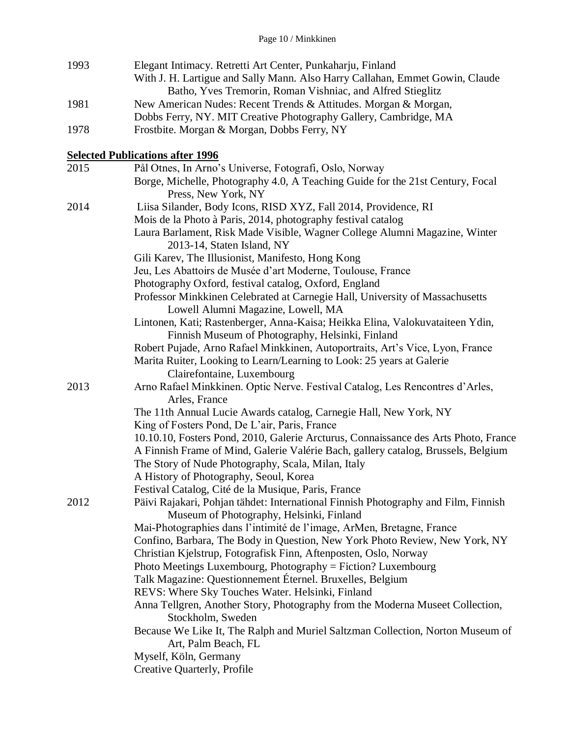1993 Elegant Intimacy. Retretti Art Center, Punkaharju, Finland
With J. H. Lartigue and Sally Mann. Also Harry Callahan, Emmet Gowin, Claude Batho, Yves Tremorin, Roman Vishniac, and Alfred Stieglitz

1981 New American Nudes: Recent Trends & Attitudes. Morgan & Morgan, Dobbs Ferry, NY. MIT Creative Photography Gallery, Cambridge, MA

1978 Frostbite. Morgan & Morgan, Dobbs Ferry, NY

## Selected Publications after 1996

**2015**

- Pål Otnes, In Arno's Universe, Fotografi, Oslo, Norway
- Borge, Michelle, Photography 4.0, A Teaching Guide for the 21st Century, Focal Press, New York, NY

**2014**

- Liisa Silander, Body Icons, RISD XYZ, Fall 2014, Providence, RI
- Mois de la Photo à Paris, 2014, photography festival catalog
- Laura Barlament, Risk Made Visible, Wagner College Alumni Magazine, Winter 2013-14, Staten Island, NY
- Gili Karev, The Illusionist, Manifesto, Hong Kong
- Jeu, Les Abattoirs de Musée d'art Moderne, Toulouse, France
- Photography Oxford, festival catalog, Oxford, England
- Professor Minkkinen Celebrated at Carnegie Hall, University of Massachusetts Lowell Alumni Magazine, Lowell, MA
- Lintonen, Kati; Rastenberger, Anna-Kaisa; Heikka Elina, Valokuvataiteen Ydin, Finnish Museum of Photography, Helsinki, Finland
- Robert Pujade, Arno Rafael Minkkinen, Autoportraits, Art's Vice, Lyon, France
- Marita Ruiter, Looking to Learn/Learning to Look: 25 years at Galerie Clairefontaine, Luxembourg

**2013**

- Arno Rafael Minkkinen. Optic Nerve. Festival Catalog, Les Rencontres d'Arles, Arles, France
- The 11th Annual Lucie Awards catalog, Carnegie Hall, New York, NY
- King of Fosters Pond, De L'air, Paris, France
- 10.10.10, Fosters Pond, 2010, Galerie Arcturus, Connaissance des Arts Photo, France
- A Finnish Frame of Mind, Galerie Valérie Bach, gallery catalog, Brussels, Belgium
- The Story of Nude Photography, Scala, Milan, Italy
- A History of Photography, Seoul, Korea
- Festival Catalog, Cité de la Musique, Paris, France

**2012**

- Päivi Rajakari, Pohjan tähdet: International Finnish Photography and Film, Finnish Museum of Photography, Helsinki, Finland
- Mai-Photographies dans l'intimité de l'image, ArMen, Bretagne, France
- Confino, Barbara, The Body in Question, New York Photo Review, New York, NY
- Christian Kjelstrup, Fotografisk Finn, Aftenposten, Oslo, Norway
- Photo Meetings Luxembourg, Photography = Fiction? Luxembourg
- Talk Magazine: Questionnement Éternel. Bruxelles, Belgium
- REVS: Where Sky Touches Water. Helsinki, Finland
- Anna Tellgren, Another Story, Photography from the Moderna Museet Collection, Stockholm, Sweden
- Because We Like It, The Ralph and Muriel Saltzman Collection, Norton Museum of Art, Palm Beach, FL
- Myself, Köln, Germany
- Creative Quarterly, Profile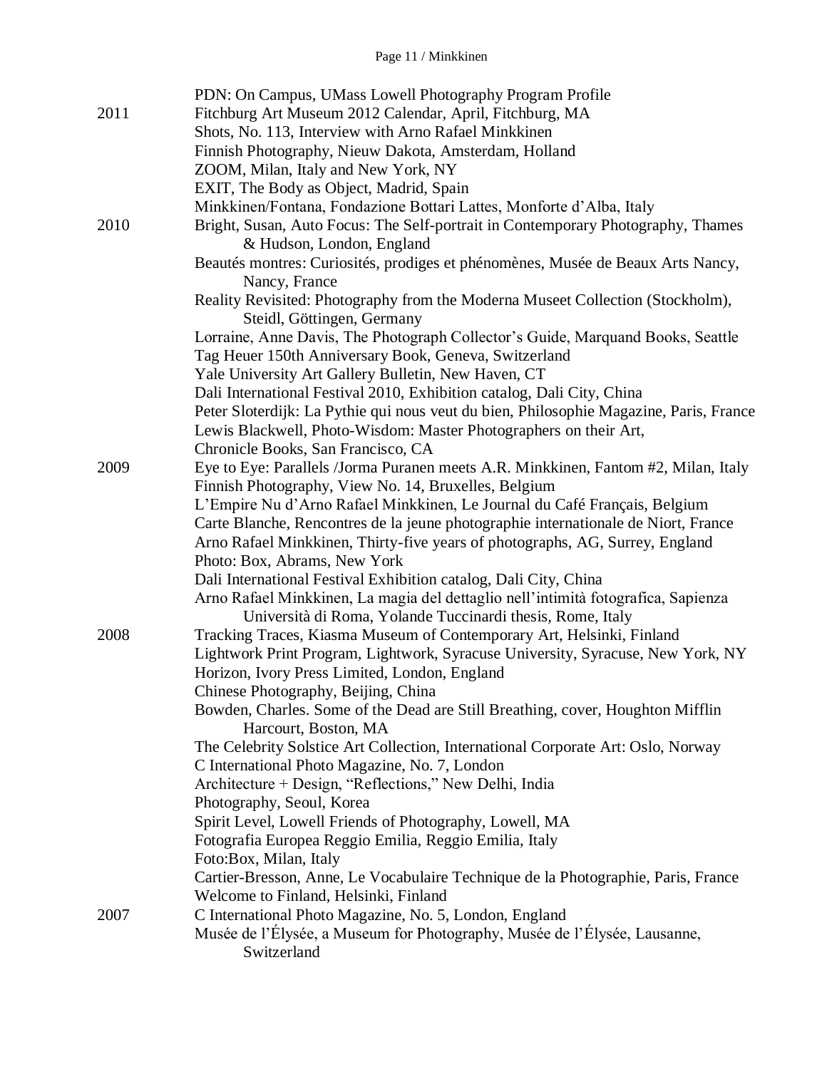| | |
|---|---|
| | PDN: On Campus, UMass Lowell Photography Program Profile |
| 2011 | Fitchburg Art Museum 2012 Calendar, April, Fitchburg, MA |
| | Shots, No. 113, Interview with Arno Rafael Minkkinen |
| | Finnish Photography, Nieuw Dakota, Amsterdam, Holland |
| | ZOOM, Milan, Italy and New York, NY |
| | EXIT, The Body as Object, Madrid, Spain |
| | Minkkinen/Fontana, Fondazione Bottari Lattes, Monforte d'Alba, Italy |
| 2010 | Bright, Susan, Auto Focus: The Self-portrait in Contemporary Photography, Thames & Hudson, London, England |
| | Beautés montres: Curiosités, prodiges et phénomènes, Musée de Beaux Arts Nancy, Nancy, France |
| | Reality Revisited: Photography from the Moderna Museet Collection (Stockholm), Steidl, Göttingen, Germany |
| | Lorraine, Anne Davis, The Photograph Collector's Guide, Marquand Books, Seattle |
| | Tag Heuer 150th Anniversary Book, Geneva, Switzerland |
| | Yale University Art Gallery Bulletin, New Haven, CT |
| | Dali International Festival 2010, Exhibition catalog, Dali City, China |
| | Peter Sloterdijk: La Pythie qui nous veut du bien, Philosophie Magazine, Paris, France |
| | Lewis Blackwell, Photo-Wisdom: Master Photographers on their Art, Chronicle Books, San Francisco, CA |
| 2009 | Eye to Eye: Parallels /Jorma Puranen meets A.R. Minkkinen, Fantom #2, Milan, Italy |
| | Finnish Photography, View No. 14, Bruxelles, Belgium |
| | L'Empire Nu d'Arno Rafael Minkkinen, Le Journal du Café Français, Belgium |
| | Carte Blanche, Rencontres de la jeune photographie internationale de Niort, France |
| | Arno Rafael Minkkinen, Thirty-five years of photographs, AG, Surrey, England |
| | Photo: Box, Abrams, New York |
| | Dali International Festival Exhibition catalog, Dali City, China |
| | Arno Rafael Minkkinen, La magia del dettaglio nell'intimità fotografica, Sapienza Università di Roma, Yolande Tuccinardi thesis, Rome, Italy |
| 2008 | Tracking Traces, Kiasma Museum of Contemporary Art, Helsinki, Finland |
| | Lightwork Print Program, Lightwork, Syracuse University, Syracuse, New York, NY |
| | Horizon, Ivory Press Limited, London, England |
| | Chinese Photography, Beijing, China |
| | Bowden, Charles. Some of the Dead are Still Breathing, cover, Houghton Mifflin Harcourt, Boston, MA |
| | The Celebrity Solstice Art Collection, International Corporate Art: Oslo, Norway |
| | C International Photo Magazine, No. 7, London |
| | Architecture + Design, "Reflections," New Delhi, India |
| | Photography, Seoul, Korea |
| | Spirit Level, Lowell Friends of Photography, Lowell, MA |
| | Fotografia Europea Reggio Emilia, Reggio Emilia, Italy |
| | Foto:Box, Milan, Italy |
| | Cartier-Bresson, Anne, Le Vocabulaire Technique de la Photographie, Paris, France |
| | Welcome to Finland, Helsinki, Finland |
| 2007 | C International Photo Magazine, No. 5, London, England |
| | Musée de l'Élysée, a Museum for Photography, Musée de l'Élysée, Lausanne, Switzerland |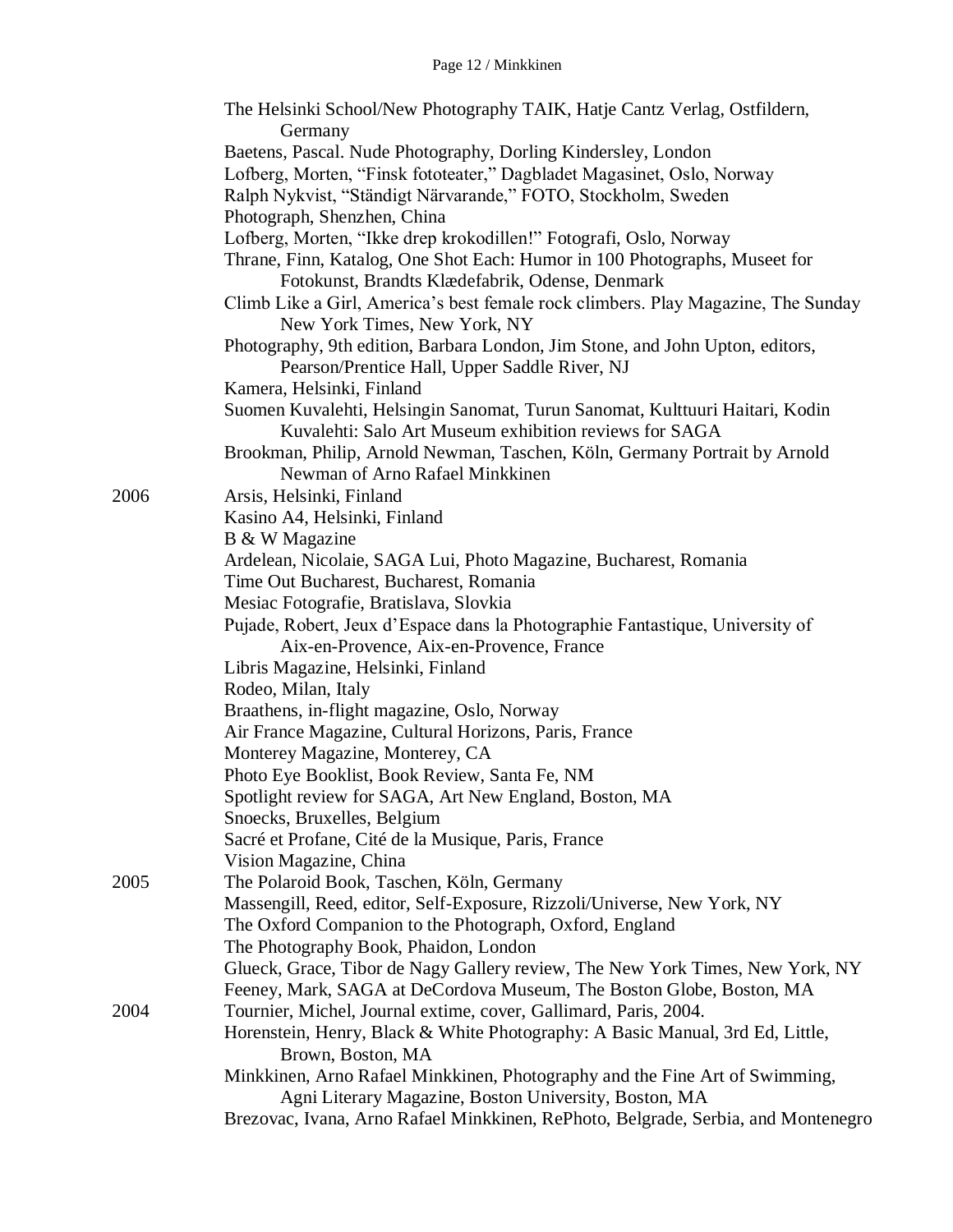The Helsinki School/New Photography TAIK, Hatje Cantz Verlag, Ostfildern, Germany
Baetens, Pascal. Nude Photography, Dorling Kindersley, London
Lofberg, Morten, "Finsk fototeater," Dagbladet Magasinet, Oslo, Norway
Ralph Nykvist, "Ständigt Närvarande," FOTO, Stockholm, Sweden
Photograph, Shenzhen, China
Lofberg, Morten, "Ikke drep krokodillen!" Fotografi, Oslo, Norway
Thrane, Finn, Katalog, One Shot Each: Humor in 100 Photographs, Museet for Fotokunst, Brandts Klædefabrik, Odense, Denmark
Climb Like a Girl, America's best female rock climbers. Play Magazine, The Sunday New York Times, New York, NY
Photography, 9th edition, Barbara London, Jim Stone, and John Upton, editors, Pearson/Prentice Hall, Upper Saddle River, NJ
Kamera, Helsinki, Finland
Suomen Kuvalehti, Helsingin Sanomat, Turun Sanomat, Kulttuuri Haitari, Kodin Kuvalehti: Salo Art Museum exhibition reviews for SAGA
Brookman, Philip, Arnold Newman, Taschen, Köln, Germany Portrait by Arnold Newman of Arno Rafael Minkkinen

2006
Arsis, Helsinki, Finland
Kasino A4, Helsinki, Finland
B & W Magazine
Ardelean, Nicolaie, SAGA Lui, Photo Magazine, Bucharest, Romania
Time Out Bucharest, Bucharest, Romania
Mesiac Fotografie, Bratislava, Slovkia
Pujade, Robert, Jeux d'Espace dans la Photographie Fantastique, University of Aix-en-Provence, Aix-en-Provence, France
Libris Magazine, Helsinki, Finland
Rodeo, Milan, Italy
Braathens, in-flight magazine, Oslo, Norway
Air France Magazine, Cultural Horizons, Paris, France
Monterey Magazine, Monterey, CA
Photo Eye Booklist, Book Review, Santa Fe, NM
Spotlight review for SAGA, Art New England, Boston, MA
Snoecks, Bruxelles, Belgium
Sacré et Profane, Cité de la Musique, Paris, France
Vision Magazine, China

2005
The Polaroid Book, Taschen, Köln, Germany
Massengill, Reed, editor, Self-Exposure, Rizzoli/Universe, New York, NY
The Oxford Companion to the Photograph, Oxford, England
The Photography Book, Phaidon, London
Glueck, Grace, Tibor de Nagy Gallery review, The New York Times, New York, NY
Feeney, Mark, SAGA at DeCordova Museum, The Boston Globe, Boston, MA

2004
Tournier, Michel, Journal extime, cover, Gallimard, Paris, 2004.
Horenstein, Henry, Black & White Photography: A Basic Manual, 3rd Ed, Little, Brown, Boston, MA
Minkkinen, Arno Rafael Minkkinen, Photography and the Fine Art of Swimming, Agni Literary Magazine, Boston University, Boston, MA
Brezovac, Ivana, Arno Rafael Minkkinen, RePhoto, Belgrade, Serbia, and Montenegro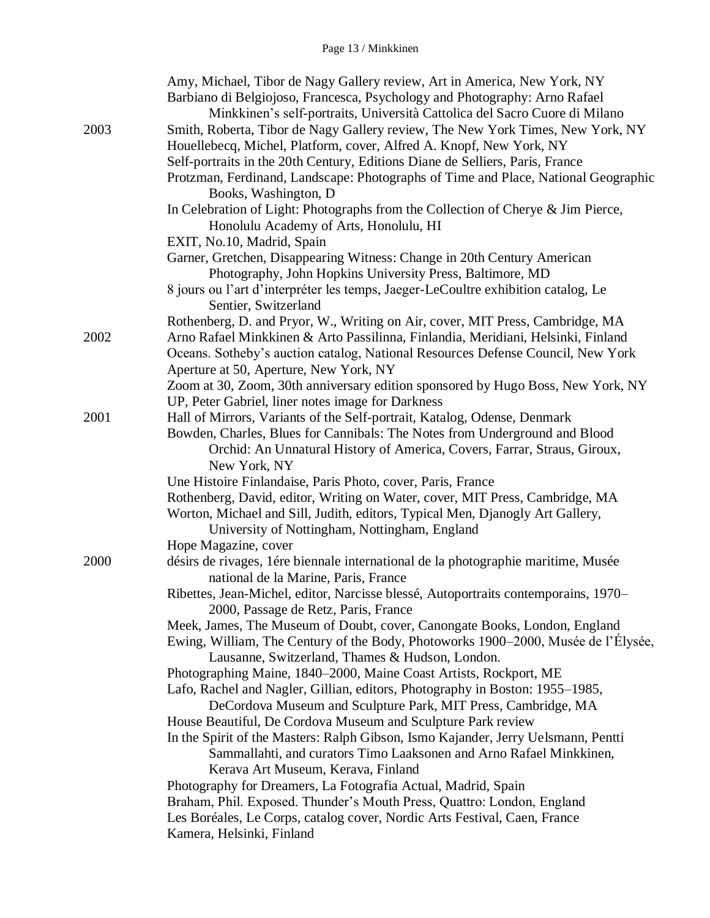Amy, Michael, Tibor de Nagy Gallery review, Art in America, New York, NY
Barbiano di Belgiojoso, Francesca, Psychology and Photography: Arno Rafael Minkkinen's self-portraits, Università Cattolica del Sacro Cuore di Milano

**2003**

Smith, Roberta, Tibor de Nagy Gallery review, The New York Times, New York, NY
Houellebecq, Michel, Platform, cover, Alfred A. Knopf, New York, NY
Self-portraits in the 20th Century, Editions Diane de Selliers, Paris, France
Protzman, Ferdinand, Landscape: Photographs of Time and Place, National Geographic Books, Washington, D
In Celebration of Light: Photographs from the Collection of Cherye & Jim Pierce, Honolulu Academy of Arts, Honolulu, HI
EXIT, No.10, Madrid, Spain
Garner, Gretchen, Disappearing Witness: Change in 20th Century American Photography, John Hopkins University Press, Baltimore, MD
8 jours ou l'art d'interpréter les temps, Jaeger-LeCoultre exhibition catalog, Le Sentier, Switzerland
Rothenberg, D. and Pryor, W., Writing on Air, cover, MIT Press, Cambridge, MA

**2002**

Arno Rafael Minkkinen & Arto Passilinna, Finlandia, Meridiani, Helsinki, Finland
Oceans. Sotheby's auction catalog, National Resources Defense Council, New York
Aperture at 50, Aperture, New York, NY
Zoom at 30, Zoom, 30th anniversary edition sponsored by Hugo Boss, New York, NY
UP, Peter Gabriel, liner notes image for Darkness

**2001**

Hall of Mirrors, Variants of the Self-portrait, Katalog, Odense, Denmark
Bowden, Charles, Blues for Cannibals: The Notes from Underground and Blood Orchid: An Unnatural History of America, Covers, Farrar, Straus, Giroux, New York, NY
Une Histoire Finlandaise, Paris Photo, cover, Paris, France
Rothenberg, David, editor, Writing on Water, cover, MIT Press, Cambridge, MA
Worton, Michael and Sill, Judith, editors, Typical Men, Djanogly Art Gallery, University of Nottingham, Nottingham, England
Hope Magazine, cover

**2000**

désirs de rivages, 1ére biennale international de la photographie maritime, Musée national de la Marine, Paris, France
Ribettes, Jean-Michel, editor, Narcisse blessé, Autoportraits contemporains, 1970–2000, Passage de Retz, Paris, France
Meek, James, The Museum of Doubt, cover, Canongate Books, London, England
Ewing, William, The Century of the Body, Photoworks 1900–2000, Musée de l'Élysée, Lausanne, Switzerland, Thames & Hudson, London.
Photographing Maine, 1840–2000, Maine Coast Artists, Rockport, ME
Lafo, Rachel and Nagler, Gillian, editors, Photography in Boston: 1955–1985, DeCordova Museum and Sculpture Park, MIT Press, Cambridge, MA
House Beautiful, De Cordova Museum and Sculpture Park review
In the Spirit of the Masters: Ralph Gibson, Ismo Kajander, Jerry Uelsmann, Pentti Sammallahti, and curators Timo Laaksonen and Arno Rafael Minkkinen, Kerava Art Museum, Kerava, Finland
Photography for Dreamers, La Fotografia Actual, Madrid, Spain
Braham, Phil. Exposed. Thunder's Mouth Press, Quattro: London, England
Les Boréales, Le Corps, catalog cover, Nordic Arts Festival, Caen, France
Kamera, Helsinki, Finland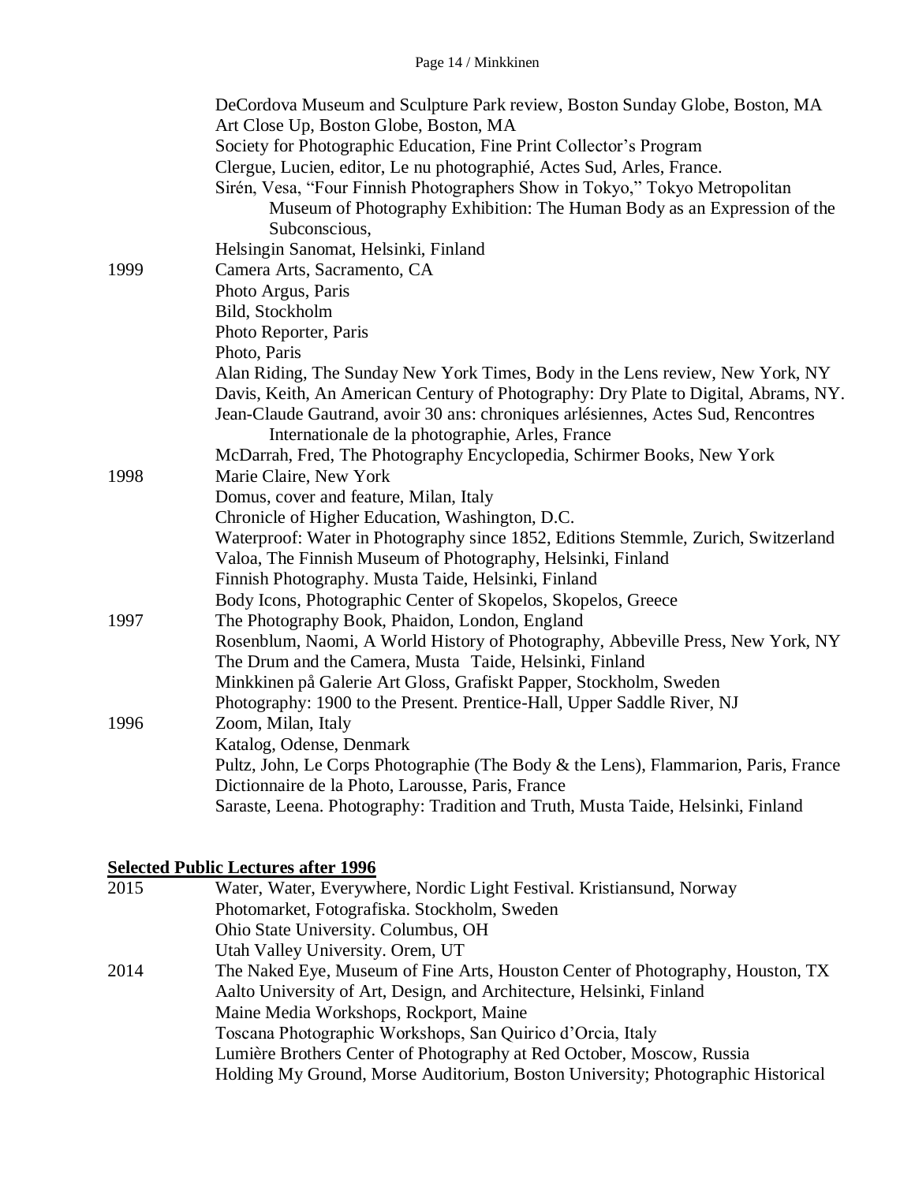| | |
|---|---|
| | DeCordova Museum and Sculpture Park review, Boston Sunday Globe, Boston, MA |
| | Art Close Up, Boston Globe, Boston, MA |
| | Society for Photographic Education, Fine Print Collector's Program |
| | Clergue, Lucien, editor, Le nu photographié, Actes Sud, Arles, France. |
| | Sirén, Vesa, "Four Finnish Photographers Show in Tokyo," Tokyo Metropolitan Museum of Photography Exhibition: The Human Body as an Expression of the Subconscious, |
| | Helsingin Sanomat, Helsinki, Finland |
| 1999 | Camera Arts, Sacramento, CA |
| | Photo Argus, Paris |
| | Bild, Stockholm |
| | Photo Reporter, Paris |
| | Photo, Paris |
| | Alan Riding, The Sunday New York Times, Body in the Lens review, New York, NY |
| | Davis, Keith, An American Century of Photography: Dry Plate to Digital, Abrams, NY. |
| | Jean-Claude Gautrand, avoir 30 ans: chroniques arlésiennes, Actes Sud, Rencontres Internationale de la photographie, Arles, France |
| | McDarrah, Fred, The Photography Encyclopedia, Schirmer Books, New York |
| 1998 | Marie Claire, New York |
| | Domus, cover and feature, Milan, Italy |
| | Chronicle of Higher Education, Washington, D.C. |
| | Waterproof: Water in Photography since 1852, Editions Stemmle, Zurich, Switzerland |
| | Valoa, The Finnish Museum of Photography, Helsinki, Finland |
| | Finnish Photography. Musta Taide, Helsinki, Finland |
| | Body Icons, Photographic Center of Skopelos, Skopelos, Greece |
| 1997 | The Photography Book, Phaidon, London, England |
| | Rosenblum, Naomi, A World History of Photography, Abbeville Press, New York, NY |
| | The Drum and the Camera, Musta Taide, Helsinki, Finland |
| | Minkkinen på Galerie Art Gloss, Grafiskt Papper, Stockholm, Sweden |
| | Photography: 1900 to the Present. Prentice-Hall, Upper Saddle River, NJ |
| 1996 | Zoom, Milan, Italy |
| | Katalog, Odense, Denmark |
| | Pultz, John, Le Corps Photographie (The Body & the Lens), Flammarion, Paris, France |
| | Dictionnaire de la Photo, Larousse, Paris, France |
| | Saraste, Leena. Photography: Tradition and Truth, Musta Taide, Helsinki, Finland |

## Selected Public Lectures after 1996

| | |
|---|---|
| 2015 | Water, Water, Everywhere, Nordic Light Festival. Kristiansund, Norway |
| | Photomarket, Fotografiska. Stockholm, Sweden |
| | Ohio State University. Columbus, OH |
| | Utah Valley University. Orem, UT |
| 2014 | The Naked Eye, Museum of Fine Arts, Houston Center of Photography, Houston, TX |
| | Aalto University of Art, Design, and Architecture, Helsinki, Finland |
| | Maine Media Workshops, Rockport, Maine |
| | Toscana Photographic Workshops, San Quirico d'Orcia, Italy |
| | Lumière Brothers Center of Photography at Red October, Moscow, Russia |
| | Holding My Ground, Morse Auditorium, Boston University; Photographic Historical |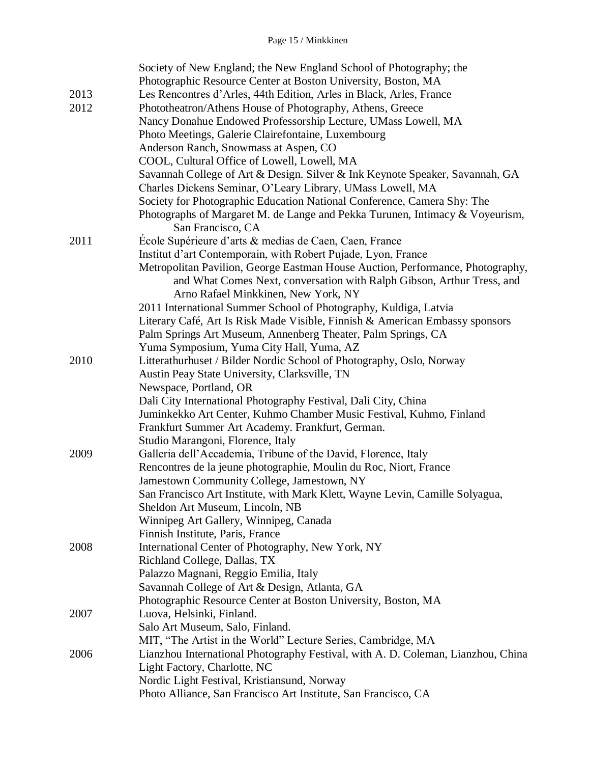Society of New England; the New England School of Photography; the Photographic Resource Center at Boston University, Boston, MA

2013 Les Rencontres d'Arles, 44th Edition, Arles in Black, Arles, France

2012 Phototheatron/Athens House of Photography, Athens, Greece
Nancy Donahue Endowed Professorship Lecture, UMass Lowell, MA
Photo Meetings, Galerie Clairefontaine, Luxembourg
Anderson Ranch, Snowmass at Aspen, CO
COOL, Cultural Office of Lowell, Lowell, MA
Savannah College of Art & Design. Silver & Ink Keynote Speaker, Savannah, GA
Charles Dickens Seminar, O'Leary Library, UMass Lowell, MA
Society for Photographic Education National Conference, Camera Shy: The Photographs of Margaret M. de Lange and Pekka Turunen, Intimacy & Voyeurism, San Francisco, CA

2011 École Supérieure d'arts & medias de Caen, Caen, France
Institut d'art Contemporain, with Robert Pujade, Lyon, France
Metropolitan Pavilion, George Eastman House Auction, Performance, Photography, and What Comes Next, conversation with Ralph Gibson, Arthur Tress, and Arno Rafael Minkkinen, New York, NY
2011 International Summer School of Photography, Kuldiga, Latvia
Literary Café, Art Is Risk Made Visible, Finnish & American Embassy sponsors
Palm Springs Art Museum, Annenberg Theater, Palm Springs, CA
Yuma Symposium, Yuma City Hall, Yuma, AZ

2010 Litterathurhuset / Bilder Nordic School of Photography, Oslo, Norway
Austin Peay State University, Clarksville, TN
Newspace, Portland, OR
Dali City International Photography Festival, Dali City, China
Juminkekko Art Center, Kuhmo Chamber Music Festival, Kuhmo, Finland
Frankfurt Summer Art Academy. Frankfurt, German.
Studio Marangoni, Florence, Italy

2009 Galleria dell'Accademia, Tribune of the David, Florence, Italy
Rencontres de la jeune photographie, Moulin du Roc, Niort, France
Jamestown Community College, Jamestown, NY
San Francisco Art Institute, with Mark Klett, Wayne Levin, Camille Solyagua,
Sheldon Art Museum, Lincoln, NB
Winnipeg Art Gallery, Winnipeg, Canada
Finnish Institute, Paris, France

2008 International Center of Photography, New York, NY
Richland College, Dallas, TX
Palazzo Magnani, Reggio Emilia, Italy
Savannah College of Art & Design, Atlanta, GA
Photographic Resource Center at Boston University, Boston, MA

2007 Luova, Helsinki, Finland.
Salo Art Museum, Salo, Finland.
MIT, "The Artist in the World" Lecture Series, Cambridge, MA

2006 Lianzhou International Photography Festival, with A. D. Coleman, Lianzhou, China
Light Factory, Charlotte, NC
Nordic Light Festival, Kristiansund, Norway
Photo Alliance, San Francisco Art Institute, San Francisco, CA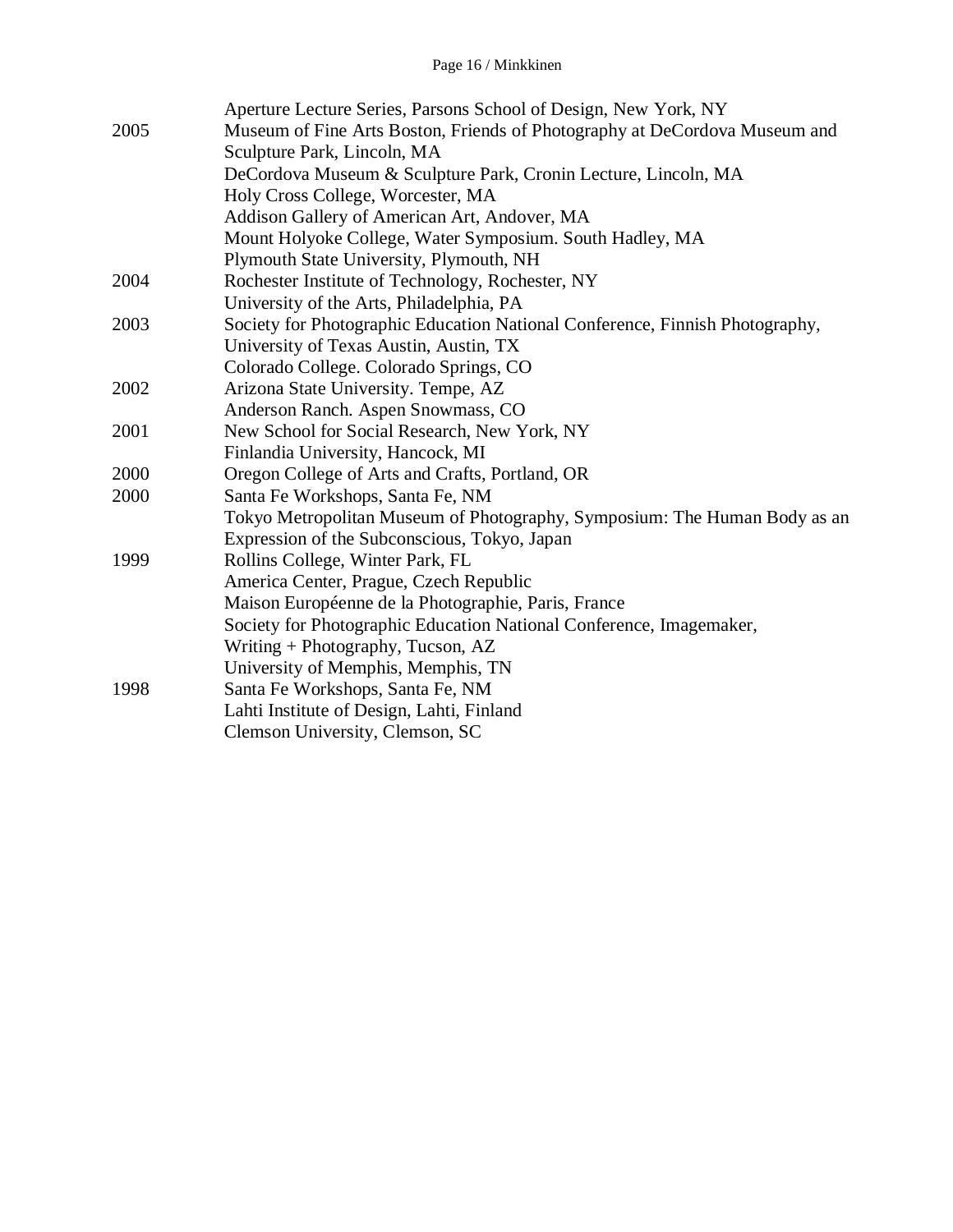| | |
|---|---|
| | Aperture Lecture Series, Parsons School of Design, New York, NY |
| 2005 | Museum of Fine Arts Boston, Friends of Photography at DeCordova Museum and Sculpture Park, Lincoln, MA |
| | DeCordova Museum & Sculpture Park, Cronin Lecture, Lincoln, MA |
| | Holy Cross College, Worcester, MA |
| | Addison Gallery of American Art, Andover, MA |
| | Mount Holyoke College, Water Symposium. South Hadley, MA |
| | Plymouth State University, Plymouth, NH |
| 2004 | Rochester Institute of Technology, Rochester, NY |
| | University of the Arts, Philadelphia, PA |
| 2003 | Society for Photographic Education National Conference, Finnish Photography, University of Texas Austin, Austin, TX |
| | Colorado College. Colorado Springs, CO |
| 2002 | Arizona State University. Tempe, AZ |
| | Anderson Ranch. Aspen Snowmass, CO |
| 2001 | New School for Social Research, New York, NY |
| | Finlandia University, Hancock, MI |
| 2000 | Oregon College of Arts and Crafts, Portland, OR |
| 2000 | Santa Fe Workshops, Santa Fe, NM |
| | Tokyo Metropolitan Museum of Photography, Symposium: The Human Body as an Expression of the Subconscious, Tokyo, Japan |
| 1999 | Rollins College, Winter Park, FL |
| | America Center, Prague, Czech Republic |
| | Maison Européenne de la Photographie, Paris, France |
| | Society for Photographic Education National Conference, Imagemaker, Writing + Photography, Tucson, AZ |
| | University of Memphis, Memphis, TN |
| 1998 | Santa Fe Workshops, Santa Fe, NM |
| | Lahti Institute of Design, Lahti, Finland |
| | Clemson University, Clemson, SC |